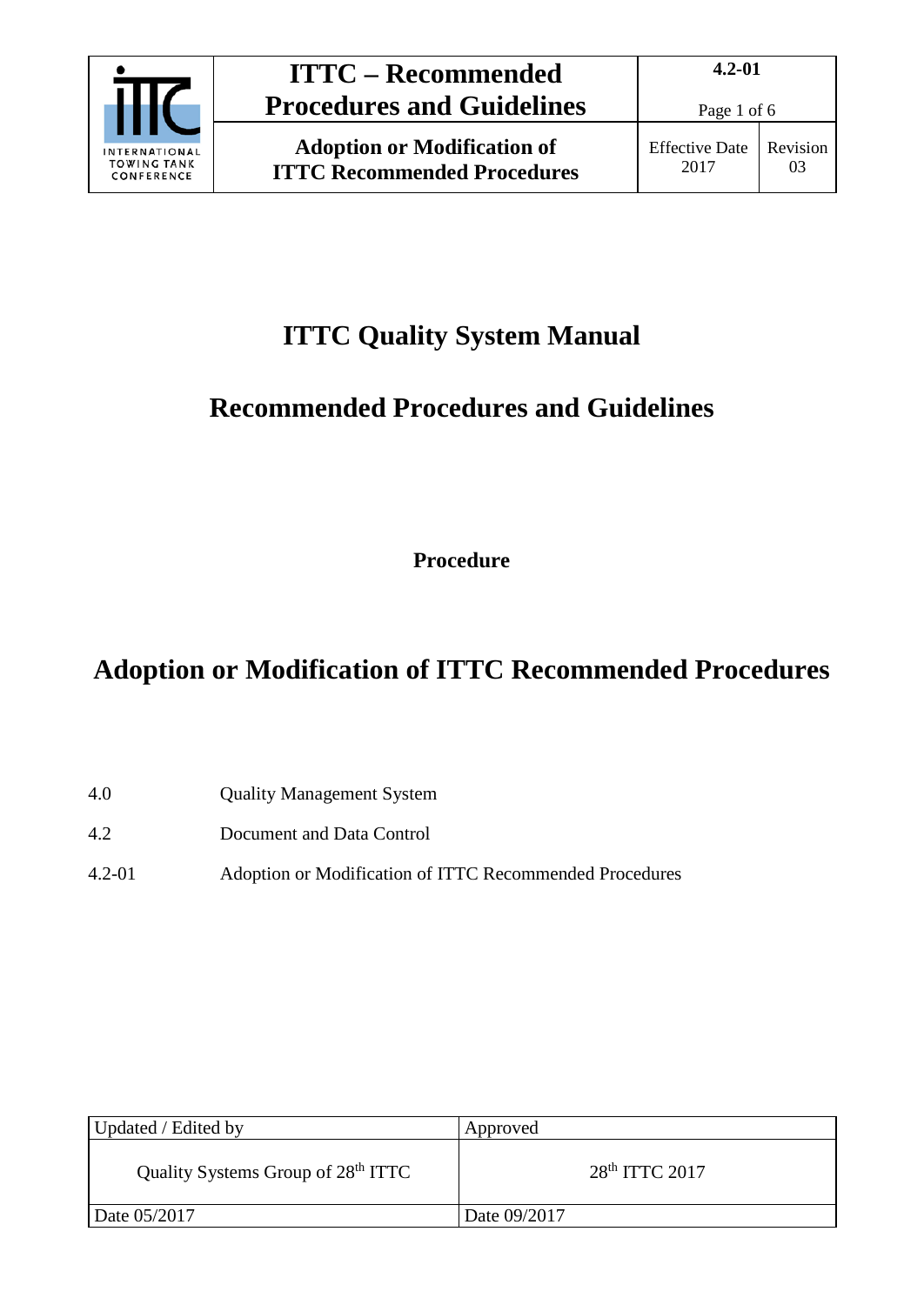# ITTC Quality System Manual

## Recommended Procedures and Guidelines

**Procedure**

# Adoption or Modification of ITTC Recommended Procedures

| | |
|---|---|
| 4.0 | Quality Management System |
| 4.2 | Document and Data Control |
| 4.2-01 | Adoption or Modification of ITTC Recommended Procedures |

| Updated / Edited by | Approved |
|---|---|
| Quality Systems Group of 28th ITTC | 28th ITTC 2017 |
| Date 05/2017 | Date 09/2017 |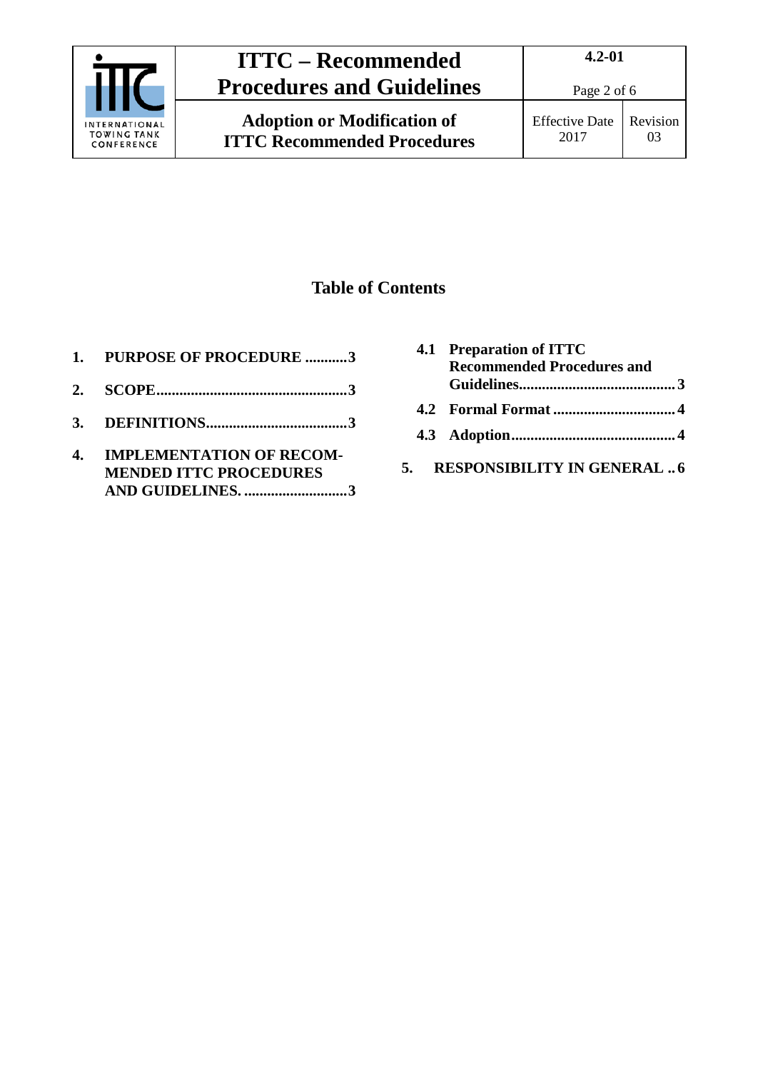## Table of Contents

1. **PURPOSE OF PROCEDURE ...........3**
2. **SCOPE.................................................3**
3. **DEFINITIONS.....................................3**
4. **IMPLEMENTATION OF RECOMMENDED ITTC PROCEDURES AND GUIDELINES. ..........................3**
   - **4.1 Preparation of ITTC Recommended Procedures and Guidelines.........................................3**
   - **4.2 Formal Format ................................4**
   - **4.3 Adoption...........................................4**
5. **RESPONSIBILITY IN GENERAL .. 6**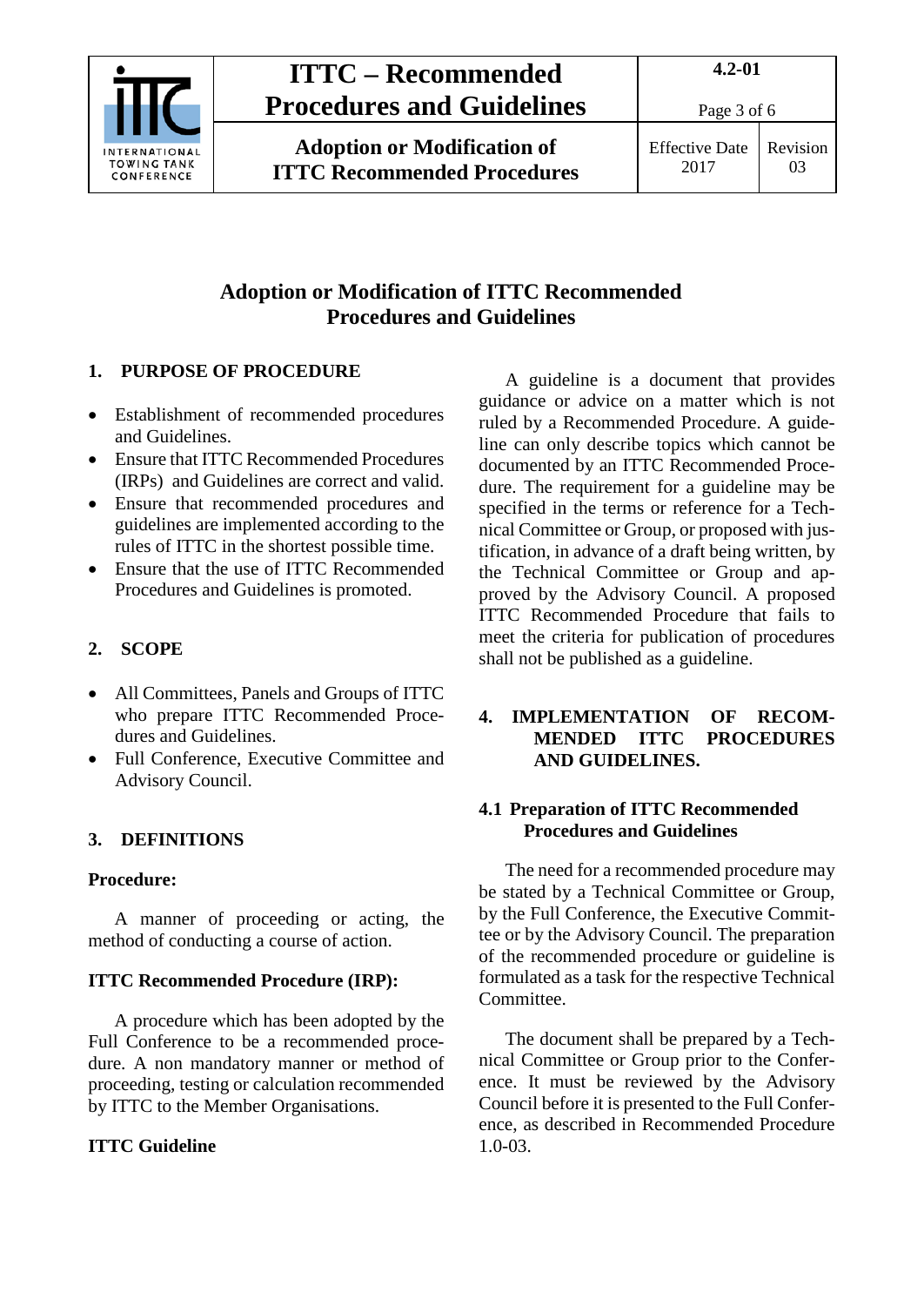# Adoption or Modification of ITTC Recommended Procedures and Guidelines

## 1. PURPOSE OF PROCEDURE

- Establishment of recommended procedures and Guidelines.
- Ensure that ITTC Recommended Procedures (IRPs) and Guidelines are correct and valid.
- Ensure that recommended procedures and guidelines are implemented according to the rules of ITTC in the shortest possible time.
- Ensure that the use of ITTC Recommended Procedures and Guidelines is promoted.

## 2. SCOPE

- All Committees, Panels and Groups of ITTC who prepare ITTC Recommended Procedures and Guidelines.
- Full Conference, Executive Committee and Advisory Council.

## 3. DEFINITIONS

**Procedure:**

A manner of proceeding or acting, the method of conducting a course of action.

**ITTC Recommended Procedure (IRP):**

A procedure which has been adopted by the Full Conference to be a recommended procedure. A non mandatory manner or method of proceeding, testing or calculation recommended by ITTC to the Member Organisations.

**ITTC Guideline**

A guideline is a document that provides guidance or advice on a matter which is not ruled by a Recommended Procedure. A guideline can only describe topics which cannot be documented by an ITTC Recommended Procedure. The requirement for a guideline may be specified in the terms or reference for a Technical Committee or Group, or proposed with justification, in advance of a draft being written, by the Technical Committee or Group and approved by the Advisory Council. A proposed ITTC Recommended Procedure that fails to meet the criteria for publication of procedures shall not be published as a guideline.

## 4. IMPLEMENTATION OF RECOMMENDED ITTC PROCEDURES AND GUIDELINES.

### 4.1 Preparation of ITTC Recommended Procedures and Guidelines

The need for a recommended procedure may be stated by a Technical Committee or Group, by the Full Conference, the Executive Committee or by the Advisory Council. The preparation of the recommended procedure or guideline is formulated as a task for the respective Technical Committee.

The document shall be prepared by a Technical Committee or Group prior to the Conference. It must be reviewed by the Advisory Council before it is presented to the Full Conference, as described in Recommended Procedure 1.0-03.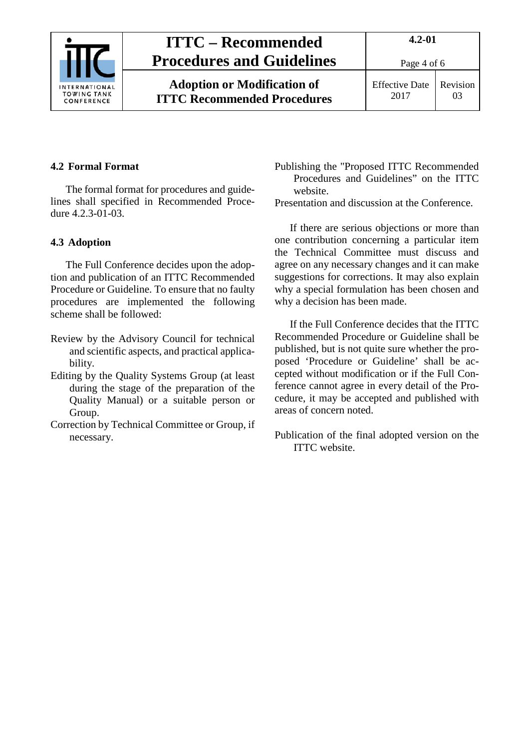### 4.2 Formal Format

The formal format for procedures and guidelines shall specified in Recommended Procedure 4.2.3-01-03.

### 4.3 Adoption

The Full Conference decides upon the adoption and publication of an ITTC Recommended Procedure or Guideline. To ensure that no faulty procedures are implemented the following scheme shall be followed:

Review by the Advisory Council for technical and scientific aspects, and practical applicability.

Editing by the Quality Systems Group (at least during the stage of the preparation of the Quality Manual) or a suitable person or Group.

Correction by Technical Committee or Group, if necessary.

Publishing the "Proposed ITTC Recommended Procedures and Guidelines" on the ITTC website.

Presentation and discussion at the Conference.

If there are serious objections or more than one contribution concerning a particular item the Technical Committee must discuss and agree on any necessary changes and it can make suggestions for corrections. It may also explain why a special formulation has been chosen and why a decision has been made.

If the Full Conference decides that the ITTC Recommended Procedure or Guideline shall be published, but is not quite sure whether the proposed 'Procedure or Guideline' shall be accepted without modification or if the Full Conference cannot agree in every detail of the Procedure, it may be accepted and published with areas of concern noted.

Publication of the final adopted version on the ITTC website.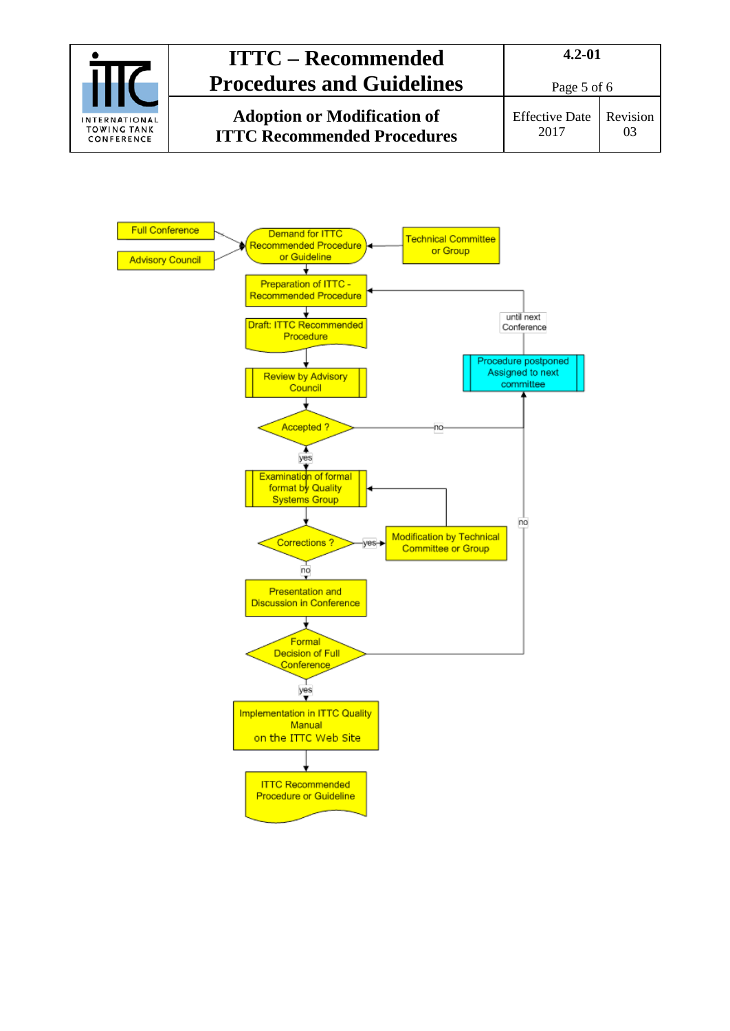Full Conference

Advisory Council

Demand for ITTC Recommended Procedure or Guideline

Technical Committee or Group

Preparation of ITTC - Recommended Procedure

Draft: ITTC Recommended Procedure

until next Conference

Procedure postponed Assigned to next committee

Review by Advisory Council

Accepted ?

no

yes

Examination of formal format by Quality Systems Group

Corrections ?

yes

Modification by Technical Committee or Group

no

no

Presentation and Discussion in Conference

Formal Decision of Full Conference

yes

Implementation in ITTC Quality Manual on the ITTC Web Site

ITTC Recommended Procedure or Guideline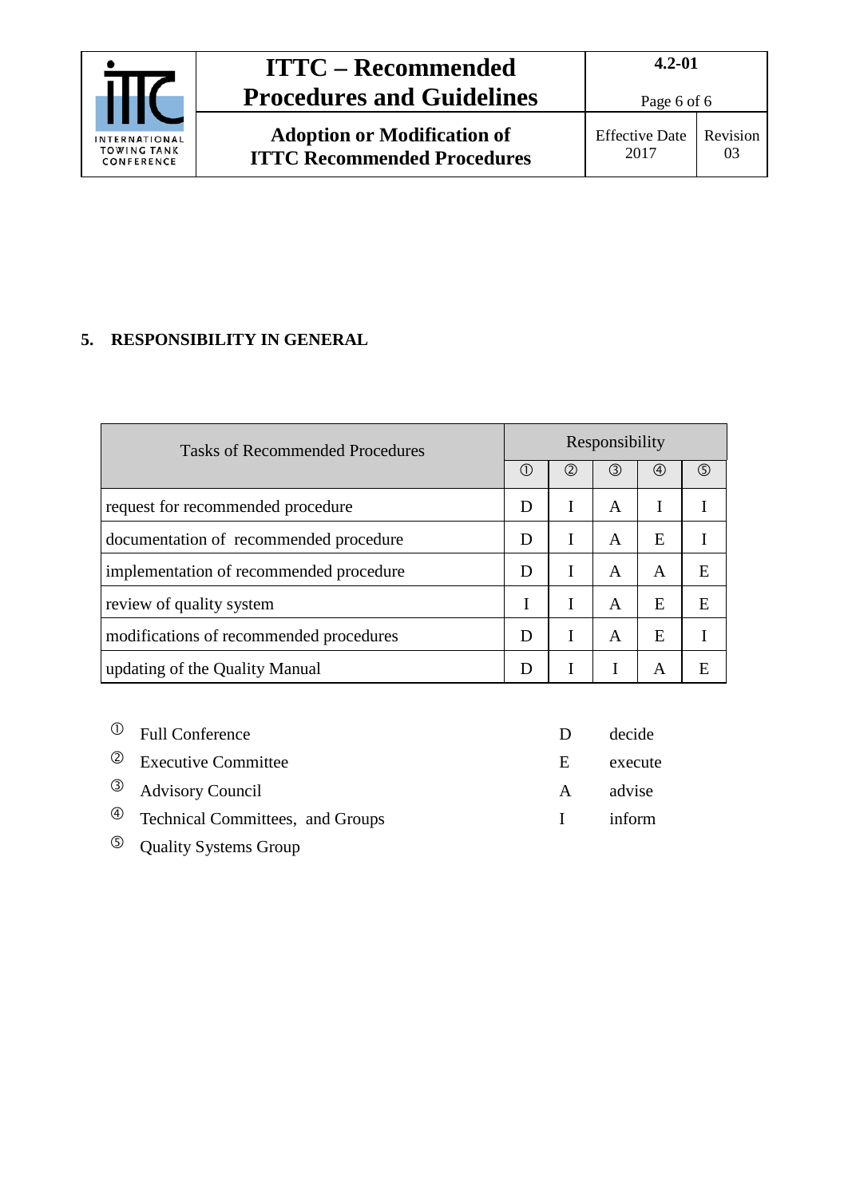## 5. RESPONSIBILITY IN GENERAL

| Tasks of Recommended Procedures | Responsibility | | | | |
|---|---|---|---|---|---|
| | ① | ② | ③ | ④ | ⑤ |
| request for recommended procedure | D | I | A | I | I |
| documentation of recommended procedure | D | I | A | E | I |
| implementation of recommended procedure | D | I | A | A | E |
| review of quality system | I | I | A | E | E |
| modifications of recommended procedures | D | I | A | E | I |
| updating of the Quality Manual | D | I | I | A | E |

① Full Conference
② Executive Committee
③ Advisory Council
④ Technical Committees, and Groups
⑤ Quality Systems Group

D decide
E execute
A advise
I inform